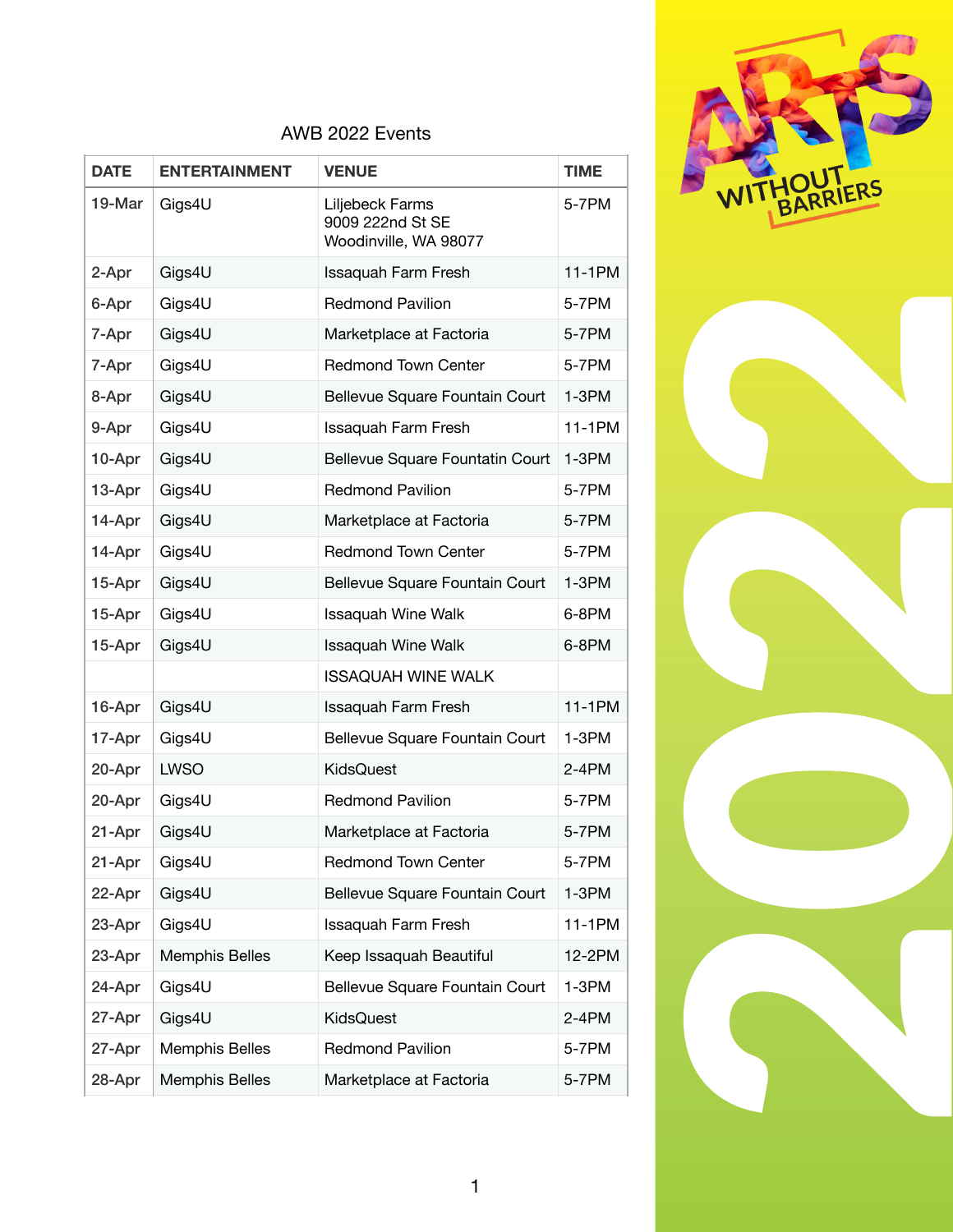AWB 2022 Events

| DATE | ENTERTAINMENT | VENUE | TIME |
| --- | --- | --- | --- |
| 19-Mar | Gigs4U | Liljebeck Farms<br>9009 222nd St SE<br>Woodinville, WA 98077 | 5-7PM |
| 2-Apr | Gigs4U | Issaquah Farm Fresh | 11-1PM |
| 6-Apr | Gigs4U | Redmond Pavilion | 5-7PM |
| 7-Apr | Gigs4U | Marketplace at Factoria | 5-7PM |
| 7-Apr | Gigs4U | Redmond Town Center | 5-7PM |
| 8-Apr | Gigs4U | Bellevue Square Fountain Court | 1-3PM |
| 9-Apr | Gigs4U | Issaquah Farm Fresh | 11-1PM |
| 10-Apr | Gigs4U | Bellevue Square Fountatin Court | 1-3PM |
| 13-Apr | Gigs4U | Redmond Pavilion | 5-7PM |
| 14-Apr | Gigs4U | Marketplace at Factoria | 5-7PM |
| 14-Apr | Gigs4U | Redmond Town Center | 5-7PM |
| 15-Apr | Gigs4U | Bellevue Square Fountain Court | 1-3PM |
| 15-Apr | Gigs4U | Issaquah Wine Walk | 6-8PM |
| 15-Apr | Gigs4U | Issaquah Wine Walk | 6-8PM |
| | | ISSAQUAH WINE WALK | |
| 16-Apr | Gigs4U | Issaquah Farm Fresh | 11-1PM |
| 17-Apr | Gigs4U | Bellevue Square Fountain Court | 1-3PM |
| 20-Apr | LWSO | KidsQuest | 2-4PM |
| 20-Apr | Gigs4U | Redmond Pavilion | 5-7PM |
| 21-Apr | Gigs4U | Marketplace at Factoria | 5-7PM |
| 21-Apr | Gigs4U | Redmond Town Center | 5-7PM |
| 22-Apr | Gigs4U | Bellevue Square Fountain Court | 1-3PM |
| 23-Apr | Gigs4U | Issaquah Farm Fresh | 11-1PM |
| 23-Apr | Memphis Belles | Keep Issaquah Beautiful | 12-2PM |
| 24-Apr | Gigs4U | Bellevue Square Fountain Court | 1-3PM |
| 27-Apr | Gigs4U | KidsQuest | 2-4PM |
| 27-Apr | Memphis Belles | Redmond Pavilion | 5-7PM |
| 28-Apr | Memphis Belles | Marketplace at Factoria | 5-7PM |

ARTS WITHOUT BARRIERS

2022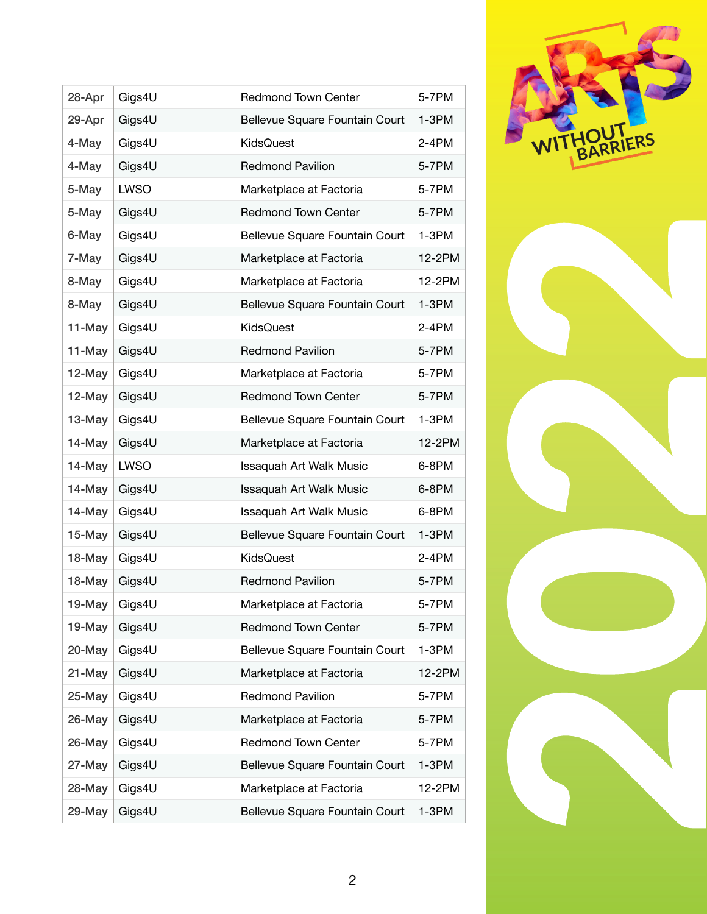| 28-Apr | Gigs4U | Redmond Town Center | 5-7PM |
|---|---|---|---|
| 29-Apr | Gigs4U | Bellevue Square Fountain Court | 1-3PM |
| 4-May | Gigs4U | KidsQuest | 2-4PM |
| 4-May | Gigs4U | Redmond Pavilion | 5-7PM |
| 5-May | LWSO | Marketplace at Factoria | 5-7PM |
| 5-May | Gigs4U | Redmond Town Center | 5-7PM |
| 6-May | Gigs4U | Bellevue Square Fountain Court | 1-3PM |
| 7-May | Gigs4U | Marketplace at Factoria | 12-2PM |
| 8-May | Gigs4U | Marketplace at Factoria | 12-2PM |
| 8-May | Gigs4U | Bellevue Square Fountain Court | 1-3PM |
| 11-May | Gigs4U | KidsQuest | 2-4PM |
| 11-May | Gigs4U | Redmond Pavilion | 5-7PM |
| 12-May | Gigs4U | Marketplace at Factoria | 5-7PM |
| 12-May | Gigs4U | Redmond Town Center | 5-7PM |
| 13-May | Gigs4U | Bellevue Square Fountain Court | 1-3PM |
| 14-May | Gigs4U | Marketplace at Factoria | 12-2PM |
| 14-May | LWSO | Issaquah Art Walk Music | 6-8PM |
| 14-May | Gigs4U | Issaquah Art Walk Music | 6-8PM |
| 14-May | Gigs4U | Issaquah Art Walk Music | 6-8PM |
| 15-May | Gigs4U | Bellevue Square Fountain Court | 1-3PM |
| 18-May | Gigs4U | KidsQuest | 2-4PM |
| 18-May | Gigs4U | Redmond Pavilion | 5-7PM |
| 19-May | Gigs4U | Marketplace at Factoria | 5-7PM |
| 19-May | Gigs4U | Redmond Town Center | 5-7PM |
| 20-May | Gigs4U | Bellevue Square Fountain Court | 1-3PM |
| 21-May | Gigs4U | Marketplace at Factoria | 12-2PM |
| 25-May | Gigs4U | Redmond Pavilion | 5-7PM |
| 26-May | Gigs4U | Marketplace at Factoria | 5-7PM |
| 26-May | Gigs4U | Redmond Town Center | 5-7PM |
| 27-May | Gigs4U | Bellevue Square Fountain Court | 1-3PM |
| 28-May | Gigs4U | Marketplace at Factoria | 12-2PM |
| 29-May | Gigs4U | Bellevue Square Fountain Court | 1-3PM |

ARTS WITHOUT BARRIERS

2022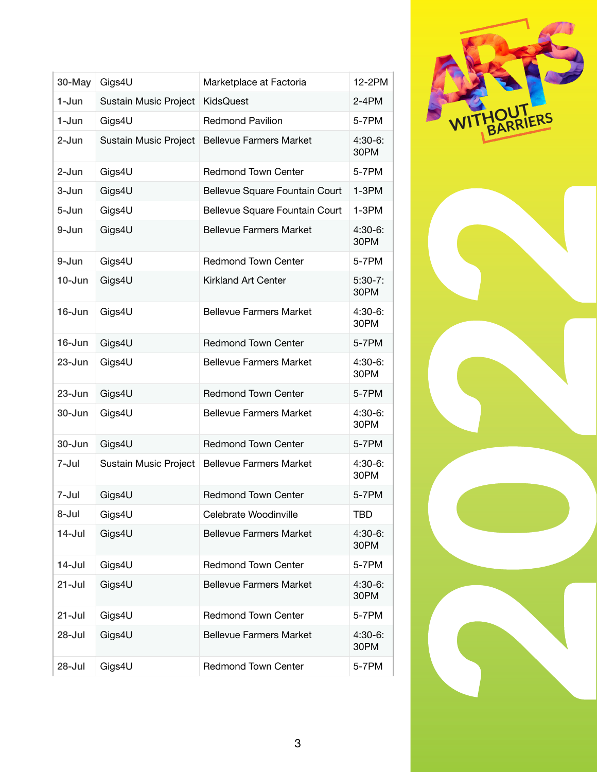| 30-May | Gigs4U | Marketplace at Factoria | 12-2PM |
|---|---|---|---|
| 1-Jun | Sustain Music Project | KidsQuest | 2-4PM |
| 1-Jun | Gigs4U | Redmond Pavilion | 5-7PM |
| 2-Jun | Sustain Music Project | Bellevue Farmers Market | 4:30-6:30PM |
| 2-Jun | Gigs4U | Redmond Town Center | 5-7PM |
| 3-Jun | Gigs4U | Bellevue Square Fountain Court | 1-3PM |
| 5-Jun | Gigs4U | Bellevue Square Fountain Court | 1-3PM |
| 9-Jun | Gigs4U | Bellevue Farmers Market | 4:30-6:30PM |
| 9-Jun | Gigs4U | Redmond Town Center | 5-7PM |
| 10-Jun | Gigs4U | Kirkland Art Center | 5:30-7:30PM |
| 16-Jun | Gigs4U | Bellevue Farmers Market | 4:30-6:30PM |
| 16-Jun | Gigs4U | Redmond Town Center | 5-7PM |
| 23-Jun | Gigs4U | Bellevue Farmers Market | 4:30-6:30PM |
| 23-Jun | Gigs4U | Redmond Town Center | 5-7PM |
| 30-Jun | Gigs4U | Bellevue Farmers Market | 4:30-6:30PM |
| 30-Jun | Gigs4U | Redmond Town Center | 5-7PM |
| 7-Jul | Sustain Music Project | Bellevue Farmers Market | 4:30-6:30PM |
| 7-Jul | Gigs4U | Redmond Town Center | 5-7PM |
| 8-Jul | Gigs4U | Celebrate Woodinville | TBD |
| 14-Jul | Gigs4U | Bellevue Farmers Market | 4:30-6:30PM |
| 14-Jul | Gigs4U | Redmond Town Center | 5-7PM |
| 21-Jul | Gigs4U | Bellevue Farmers Market | 4:30-6:30PM |
| 21-Jul | Gigs4U | Redmond Town Center | 5-7PM |
| 28-Jul | Gigs4U | Bellevue Farmers Market | 4:30-6:30PM |
| 28-Jul | Gigs4U | Redmond Town Center | 5-7PM |

ARTS WITHOUT BARRIERS

2022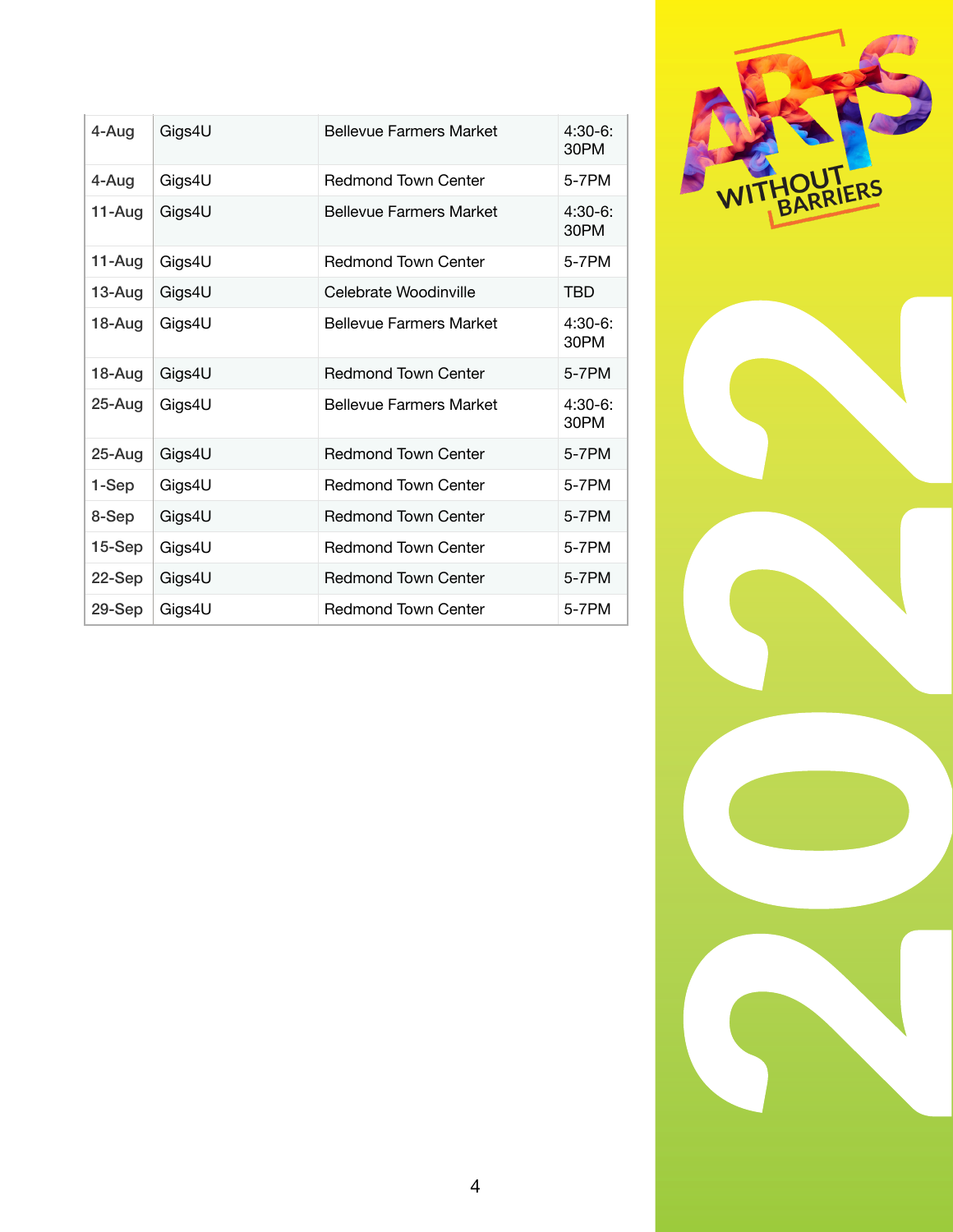| | | | |
|---|---|---|---|
| 4-Aug | Gigs4U | Bellevue Farmers Market | 4:30-6:30PM |
| 4-Aug | Gigs4U | Redmond Town Center | 5-7PM |
| 11-Aug | Gigs4U | Bellevue Farmers Market | 4:30-6:30PM |
| 11-Aug | Gigs4U | Redmond Town Center | 5-7PM |
| 13-Aug | Gigs4U | Celebrate Woodinville | TBD |
| 18-Aug | Gigs4U | Bellevue Farmers Market | 4:30-6:30PM |
| 18-Aug | Gigs4U | Redmond Town Center | 5-7PM |
| 25-Aug | Gigs4U | Bellevue Farmers Market | 4:30-6:30PM |
| 25-Aug | Gigs4U | Redmond Town Center | 5-7PM |
| 1-Sep | Gigs4U | Redmond Town Center | 5-7PM |
| 8-Sep | Gigs4U | Redmond Town Center | 5-7PM |
| 15-Sep | Gigs4U | Redmond Town Center | 5-7PM |
| 22-Sep | Gigs4U | Redmond Town Center | 5-7PM |
| 29-Sep | Gigs4U | Redmond Town Center | 5-7PM |

ARTS WITHOUT BARRIERS

2022